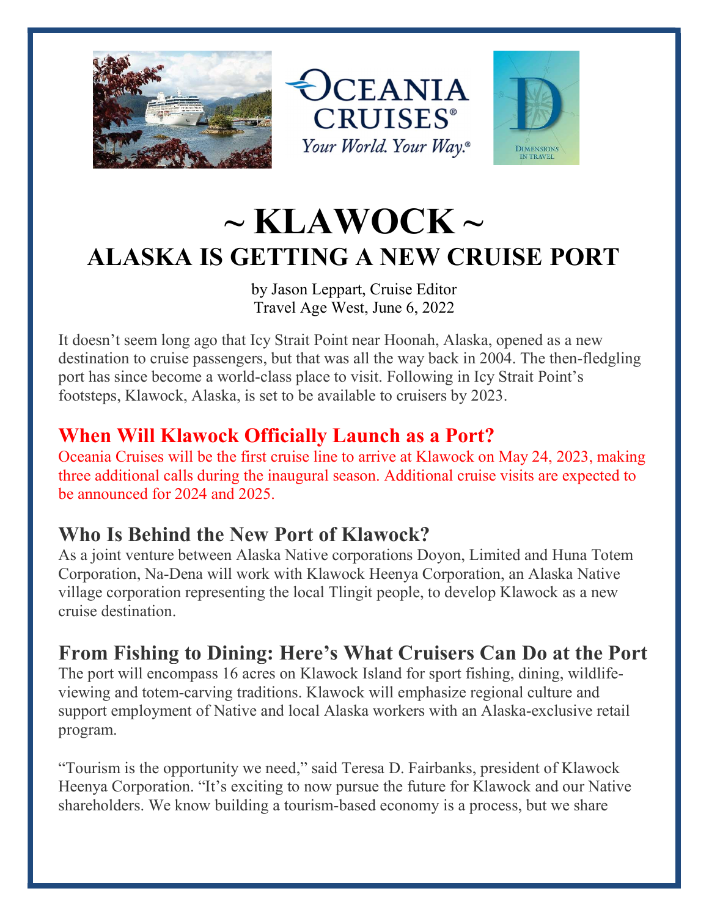Oceania Cruises® Your World. Your Way.®

Dimensions in Travel

# ~ KLAWOCK ~

# ALASKA IS GETTING A NEW CRUISE PORT

by Jason Leppart, Cruise Editor
Travel Age West, June 6, 2022

It doesn't seem long ago that Icy Strait Point near Hoonah, Alaska, opened as a new destination to cruise passengers, but that was all the way back in 2004. The then-fledgling port has since become a world-class place to visit. Following in Icy Strait Point's footsteps, Klawock, Alaska, is set to be available to cruisers by 2023.

## When Will Klawock Officially Launch as a Port?

Oceania Cruises will be the first cruise line to arrive at Klawock on May 24, 2023, making three additional calls during the inaugural season. Additional cruise visits are expected to be announced for 2024 and 2025.

## Who Is Behind the New Port of Klawock?

As a joint venture between Alaska Native corporations Doyon, Limited and Huna Totem Corporation, Na-Dena will work with Klawock Heenya Corporation, an Alaska Native village corporation representing the local Tlingit people, to develop Klawock as a new cruise destination.

## From Fishing to Dining: Here's What Cruisers Can Do at the Port

The port will encompass 16 acres on Klawock Island for sport fishing, dining, wildlife-viewing and totem-carving traditions. Klawock will emphasize regional culture and support employment of Native and local Alaska workers with an Alaska-exclusive retail program.

"Tourism is the opportunity we need," said Teresa D. Fairbanks, president of Klawock Heenya Corporation. "It's exciting to now pursue the future for Klawock and our Native shareholders. We know building a tourism-based economy is a process, but we share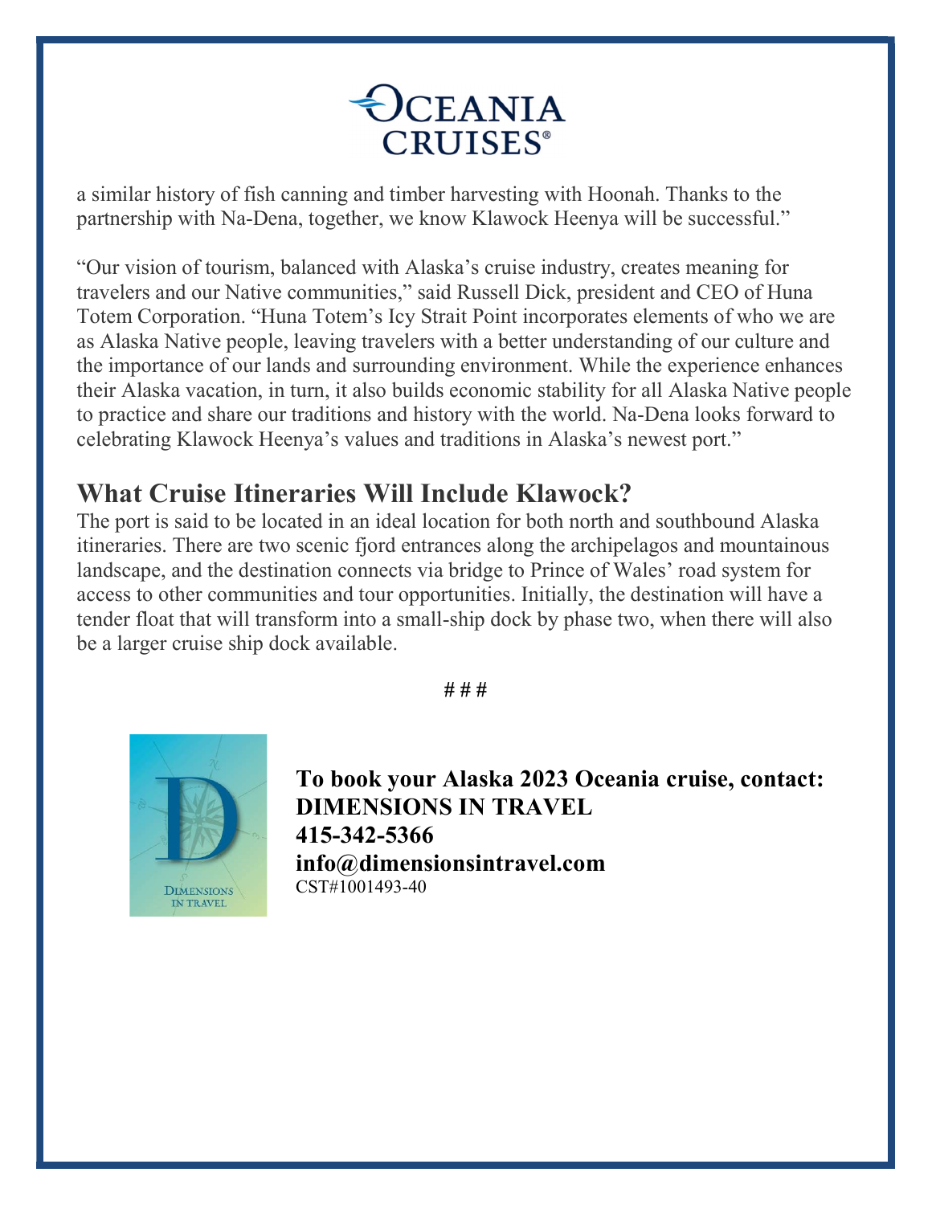a similar history of fish canning and timber harvesting with Hoonah. Thanks to the partnership with Na-Dena, together, we know Klawock Heenya will be successful."

"Our vision of tourism, balanced with Alaska's cruise industry, creates meaning for travelers and our Native communities," said Russell Dick, president and CEO of Huna Totem Corporation. "Huna Totem's Icy Strait Point incorporates elements of who we are as Alaska Native people, leaving travelers with a better understanding of our culture and the importance of our lands and surrounding environment. While the experience enhances their Alaska vacation, in turn, it also builds economic stability for all Alaska Native people to practice and share our traditions and history with the world. Na-Dena looks forward to celebrating Klawock Heenya's values and traditions in Alaska's newest port."

## What Cruise Itineraries Will Include Klawock?

The port is said to be located in an ideal location for both north and southbound Alaska itineraries. There are two scenic fjord entrances along the archipelagos and mountainous landscape, and the destination connects via bridge to Prince of Wales' road system for access to other communities and tour opportunities. Initially, the destination will have a tender float that will transform into a small-ship dock by phase two, when there will also be a larger cruise ship dock available.

# # #

**To book your Alaska 2023 Oceania cruise, contact:**
**DIMENSIONS IN TRAVEL**
**415-342-5366**
**info@dimensionsintravel.com**
CST#1001493-40